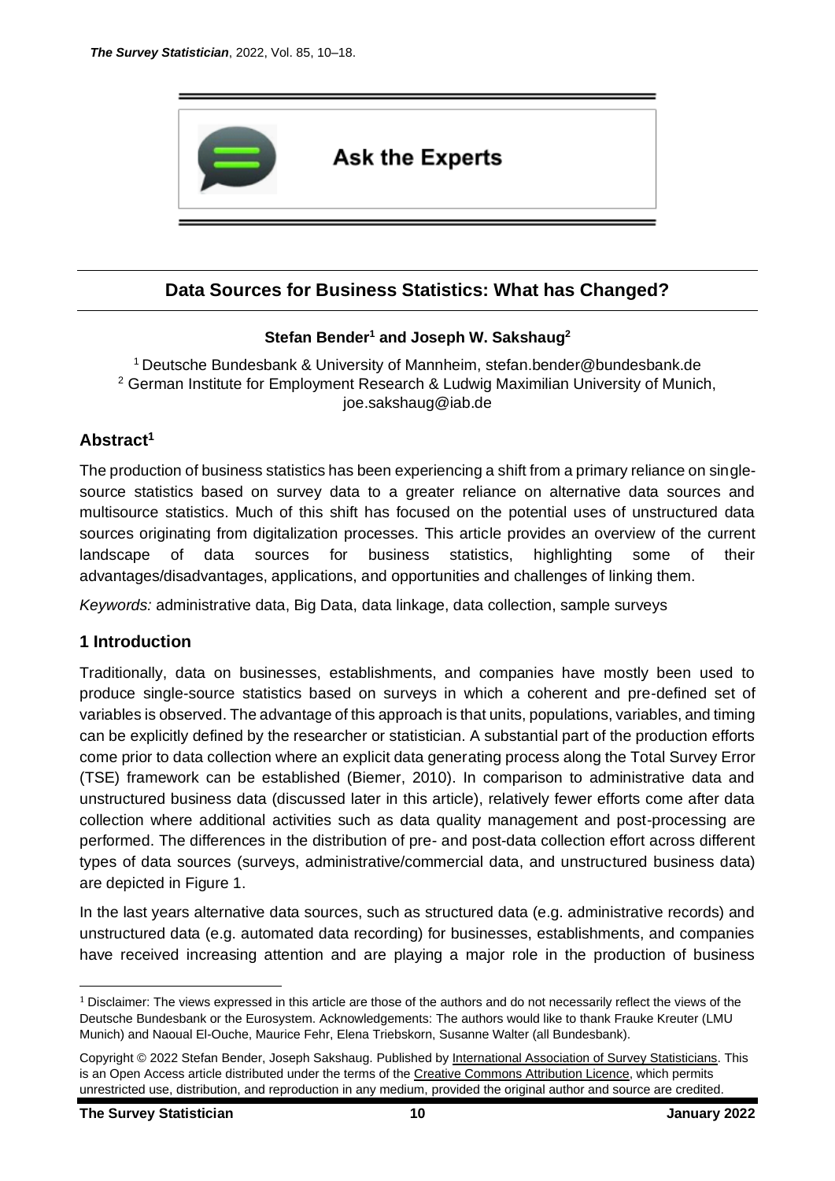Ask the Experts

# Data Sources for Business Statistics: What has Changed?

**Stefan Bender[1] and Joseph W. Sakshaug[2]**

[1] Deutsche Bundesbank & University of Mannheim, stefan.bender@bundesbank.de
[2] German Institute for Employment Research & Ludwig Maximilian University of Munich, joe.sakshaug@iab.de

## Abstract[1]

The production of business statistics has been experiencing a shift from a primary reliance on single-source statistics based on survey data to a greater reliance on alternative data sources and multisource statistics. Much of this shift has focused on the potential uses of unstructured data sources originating from digitalization processes. This article provides an overview of the current landscape of data sources for business statistics, highlighting some of their advantages/disadvantages, applications, and opportunities and challenges of linking them.

*Keywords:* administrative data, Big Data, data linkage, data collection, sample surveys

## 1 Introduction

Traditionally, data on businesses, establishments, and companies have mostly been used to produce single-source statistics based on surveys in which a coherent and pre-defined set of variables is observed. The advantage of this approach is that units, populations, variables, and timing can be explicitly defined by the researcher or statistician. A substantial part of the production efforts come prior to data collection where an explicit data generating process along the Total Survey Error (TSE) framework can be established (Biemer, 2010). In comparison to administrative data and unstructured business data (discussed later in this article), relatively fewer efforts come after data collection where additional activities such as data quality management and post-processing are performed. The differences in the distribution of pre- and post-data collection effort across different types of data sources (surveys, administrative/commercial data, and unstructured business data) are depicted in Figure 1.

In the last years alternative data sources, such as structured data (e.g. administrative records) and unstructured data (e.g. automated data recording) for businesses, establishments, and companies have received increasing attention and are playing a major role in the production of business

---

[1] Disclaimer: The views expressed in this article are those of the authors and do not necessarily reflect the views of the Deutsche Bundesbank or the Eurosystem. Acknowledgements: The authors would like to thank Frauke Kreuter (LMU Munich) and Naoual El-Ouche, Maurice Fehr, Elena Triebskorn, Susanne Walter (all Bundesbank).

Copyright © 2022 Stefan Bender, Joseph Sakshaug. Published by International Association of Survey Statisticians. This is an Open Access article distributed under the terms of the Creative Commons Attribution Licence, which permits unrestricted use, distribution, and reproduction in any medium, provided the original author and source are credited.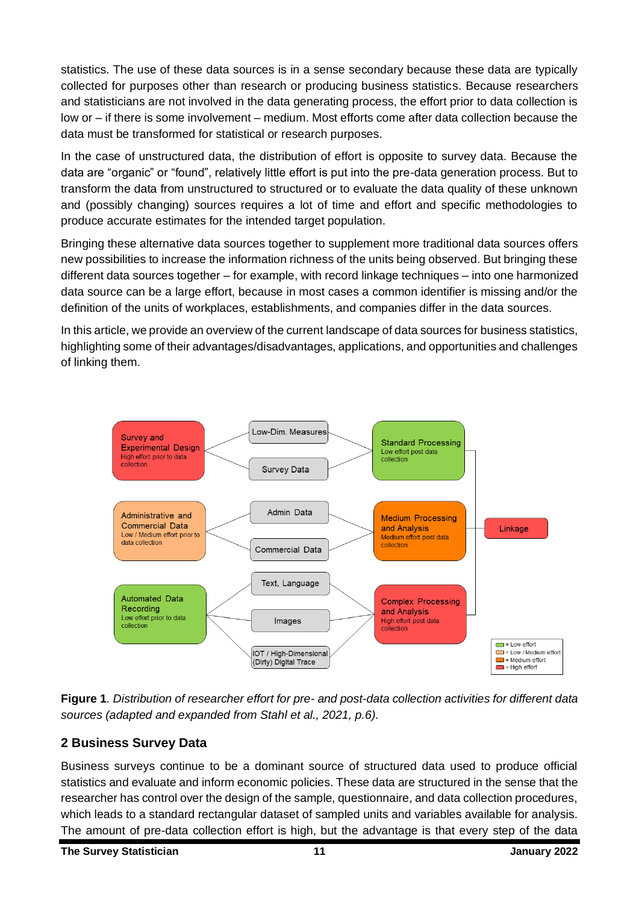statistics. The use of these data sources is in a sense secondary because these data are typically collected for purposes other than research or producing business statistics. Because researchers and statisticians are not involved in the data generating process, the effort prior to data collection is low or – if there is some involvement – medium. Most efforts come after data collection because the data must be transformed for statistical or research purposes.

In the case of unstructured data, the distribution of effort is opposite to survey data. Because the data are "organic" or "found", relatively little effort is put into the pre-data generation process. But to transform the data from unstructured to structured or to evaluate the data quality of these unknown and (possibly changing) sources requires a lot of time and effort and specific methodologies to produce accurate estimates for the intended target population.

Bringing these alternative data sources together to supplement more traditional data sources offers new possibilities to increase the information richness of the units being observed. But bringing these different data sources together – for example, with record linkage techniques – into one harmonized data source can be a large effort, because in most cases a common identifier is missing and/or the definition of the units of workplaces, establishments, and companies differ in the data sources.

In this article, we provide an overview of the current landscape of data sources for business statistics, highlighting some of their advantages/disadvantages, applications, and opportunities and challenges of linking them.

**Figure 1**. *Distribution of researcher effort for pre- and post-data collection activities for different data sources (adapted and expanded from Stahl et al., 2021, p.6).*

## 2 Business Survey Data

Business surveys continue to be a dominant source of structured data used to produce official statistics and evaluate and inform economic policies. These data are structured in the sense that the researcher has control over the design of the sample, questionnaire, and data collection procedures, which leads to a standard rectangular dataset of sampled units and variables available for analysis. The amount of pre-data collection effort is high, but the advantage is that every step of the data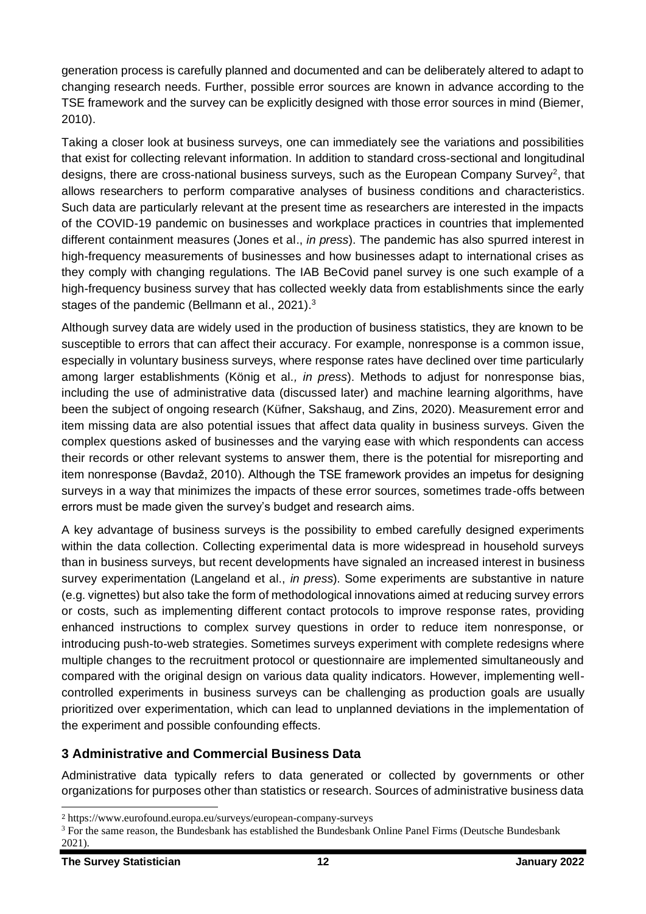generation process is carefully planned and documented and can be deliberately altered to adapt to changing research needs. Further, possible error sources are known in advance according to the TSE framework and the survey can be explicitly designed with those error sources in mind (Biemer, 2010).

Taking a closer look at business surveys, one can immediately see the variations and possibilities that exist for collecting relevant information. In addition to standard cross-sectional and longitudinal designs, there are cross-national business surveys, such as the European Company Survey[2], that allows researchers to perform comparative analyses of business conditions and characteristics. Such data are particularly relevant at the present time as researchers are interested in the impacts of the COVID-19 pandemic on businesses and workplace practices in countries that implemented different containment measures (Jones et al., *in press*). The pandemic has also spurred interest in high-frequency measurements of businesses and how businesses adapt to international crises as they comply with changing regulations. The IAB BeCovid panel survey is one such example of a high-frequency business survey that has collected weekly data from establishments since the early stages of the pandemic (Bellmann et al., 2021).[3]

Although survey data are widely used in the production of business statistics, they are known to be susceptible to errors that can affect their accuracy. For example, nonresponse is a common issue, especially in voluntary business surveys, where response rates have declined over time particularly among larger establishments (König et al*., in press*). Methods to adjust for nonresponse bias, including the use of administrative data (discussed later) and machine learning algorithms, have been the subject of ongoing research (Küfner, Sakshaug, and Zins, 2020). Measurement error and item missing data are also potential issues that affect data quality in business surveys. Given the complex questions asked of businesses and the varying ease with which respondents can access their records or other relevant systems to answer them, there is the potential for misreporting and item nonresponse (Bavdaž, 2010). Although the TSE framework provides an impetus for designing surveys in a way that minimizes the impacts of these error sources, sometimes trade-offs between errors must be made given the survey's budget and research aims.

A key advantage of business surveys is the possibility to embed carefully designed experiments within the data collection. Collecting experimental data is more widespread in household surveys than in business surveys, but recent developments have signaled an increased interest in business survey experimentation (Langeland et al., *in press*). Some experiments are substantive in nature (e.g. vignettes) but also take the form of methodological innovations aimed at reducing survey errors or costs, such as implementing different contact protocols to improve response rates, providing enhanced instructions to complex survey questions in order to reduce item nonresponse, or introducing push-to-web strategies. Sometimes surveys experiment with complete redesigns where multiple changes to the recruitment protocol or questionnaire are implemented simultaneously and compared with the original design on various data quality indicators. However, implementing well-controlled experiments in business surveys can be challenging as production goals are usually prioritized over experimentation, which can lead to unplanned deviations in the implementation of the experiment and possible confounding effects.

## 3 Administrative and Commercial Business Data

Administrative data typically refers to data generated or collected by governments or other organizations for purposes other than statistics or research. Sources of administrative business data

[2] https://www.eurofound.europa.eu/surveys/european-company-surveys

[3] For the same reason, the Bundesbank has established the Bundesbank Online Panel Firms (Deutsche Bundesbank 2021).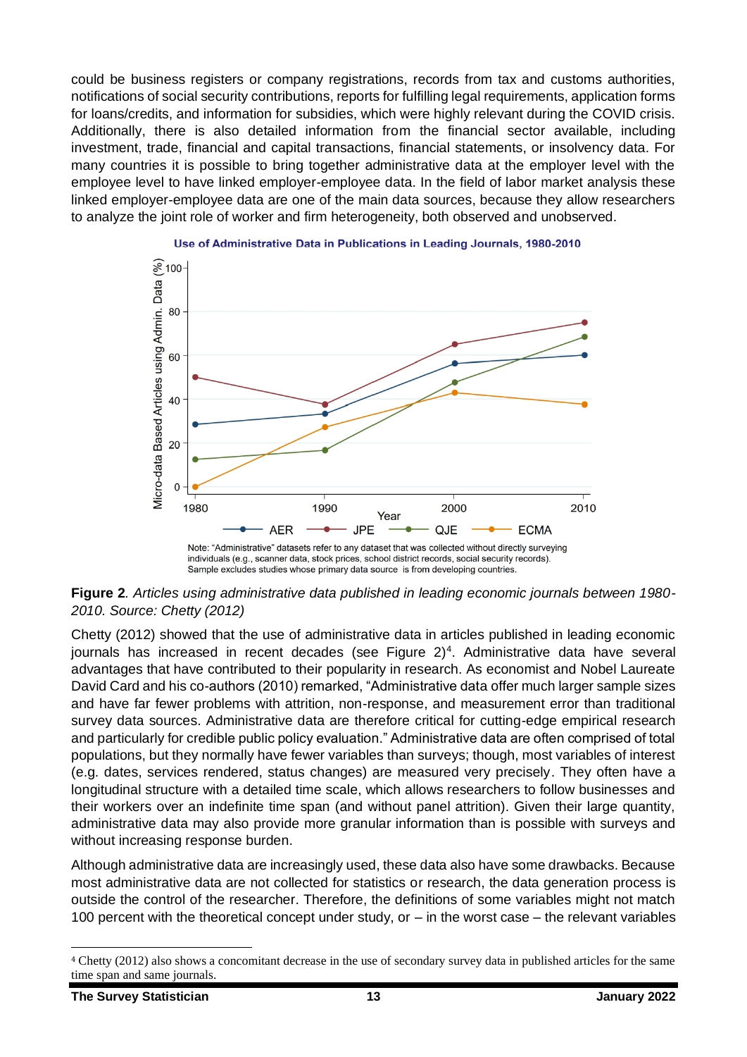could be business registers or company registrations, records from tax and customs authorities, notifications of social security contributions, reports for fulfilling legal requirements, application forms for loans/credits, and information for subsidies, which were highly relevant during the COVID crisis. Additionally, there is also detailed information from the financial sector available, including investment, trade, financial and capital transactions, financial statements, or insolvency data. For many countries it is possible to bring together administrative data at the employer level with the employee level to have linked employer-employee data. In the field of labor market analysis these linked employer-employee data are one of the main data sources, because they allow researchers to analyze the joint role of worker and firm heterogeneity, both observed and unobserved.

**Use of Administrative Data in Publications in Leading Journals, 1980-2010**

Note: "Administrative" datasets refer to any dataset that was collected without directly surveying individuals (e.g., scanner data, stock prices, school district records, social security records). Sample excludes studies whose primary data source is from developing countries.

**Figure 2**. *Articles using administrative data published in leading economic journals between 1980-2010. Source: Chetty (2012)*

Chetty (2012) showed that the use of administrative data in articles published in leading economic journals has increased in recent decades (see Figure 2)[4]. Administrative data have several advantages that have contributed to their popularity in research. As economist and Nobel Laureate David Card and his co-authors (2010) remarked, "Administrative data offer much larger sample sizes and have far fewer problems with attrition, non-response, and measurement error than traditional survey data sources. Administrative data are therefore critical for cutting-edge empirical research and particularly for credible public policy evaluation." Administrative data are often comprised of total populations, but they normally have fewer variables than surveys; though, most variables of interest (e.g. dates, services rendered, status changes) are measured very precisely. They often have a longitudinal structure with a detailed time scale, which allows researchers to follow businesses and their workers over an indefinite time span (and without panel attrition). Given their large quantity, administrative data may also provide more granular information than is possible with surveys and without increasing response burden.

Although administrative data are increasingly used, these data also have some drawbacks. Because most administrative data are not collected for statistics or research, the data generation process is outside the control of the researcher. Therefore, the definitions of some variables might not match 100 percent with the theoretical concept under study, or – in the worst case – the relevant variables

[4] Chetty (2012) also shows a concomitant decrease in the use of secondary survey data in published articles for the same time span and same journals.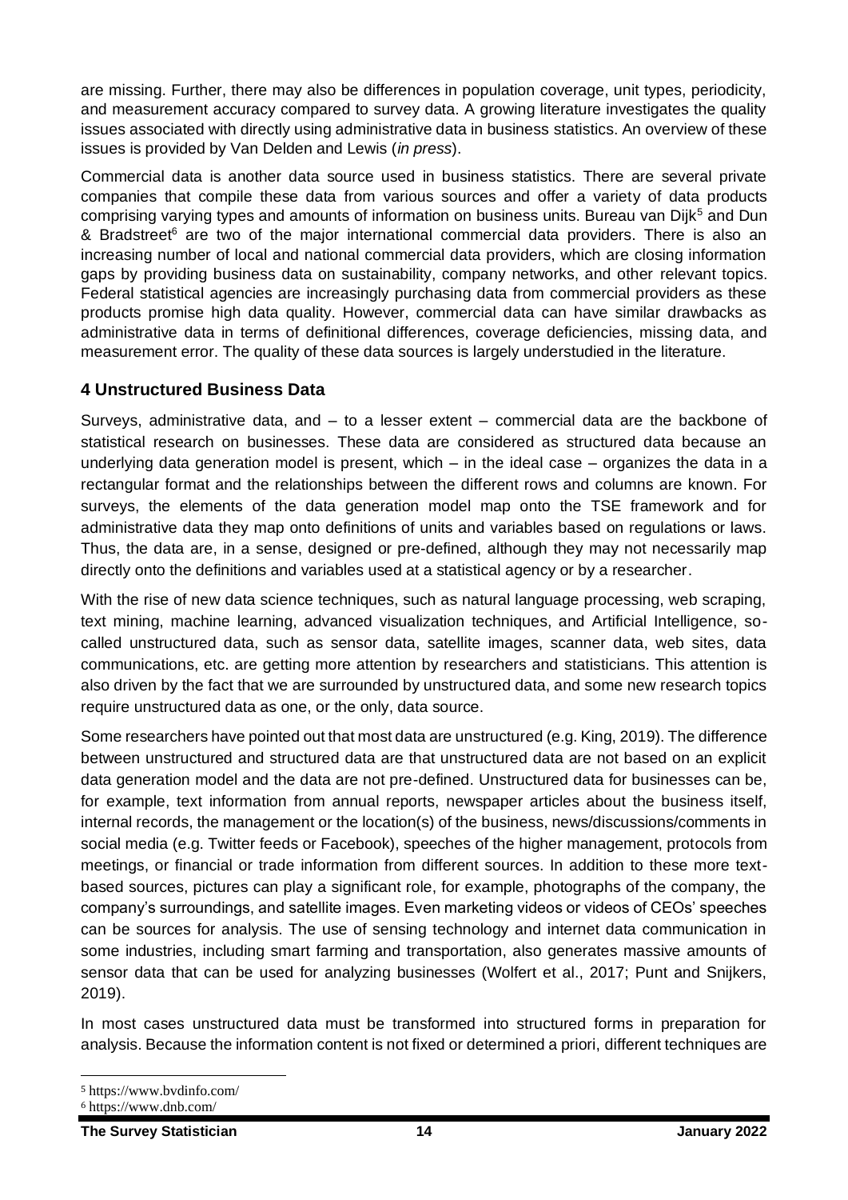are missing. Further, there may also be differences in population coverage, unit types, periodicity, and measurement accuracy compared to survey data. A growing literature investigates the quality issues associated with directly using administrative data in business statistics. An overview of these issues is provided by Van Delden and Lewis (*in press*).

Commercial data is another data source used in business statistics. There are several private companies that compile these data from various sources and offer a variety of data products comprising varying types and amounts of information on business units. Bureau van Dijk[5] and Dun & Bradstreet[6] are two of the major international commercial data providers. There is also an increasing number of local and national commercial data providers, which are closing information gaps by providing business data on sustainability, company networks, and other relevant topics. Federal statistical agencies are increasingly purchasing data from commercial providers as these products promise high data quality. However, commercial data can have similar drawbacks as administrative data in terms of definitional differences, coverage deficiencies, missing data, and measurement error. The quality of these data sources is largely understudied in the literature.

## 4 Unstructured Business Data

Surveys, administrative data, and – to a lesser extent – commercial data are the backbone of statistical research on businesses. These data are considered as structured data because an underlying data generation model is present, which – in the ideal case – organizes the data in a rectangular format and the relationships between the different rows and columns are known. For surveys, the elements of the data generation model map onto the TSE framework and for administrative data they map onto definitions of units and variables based on regulations or laws. Thus, the data are, in a sense, designed or pre-defined, although they may not necessarily map directly onto the definitions and variables used at a statistical agency or by a researcher.

With the rise of new data science techniques, such as natural language processing, web scraping, text mining, machine learning, advanced visualization techniques, and Artificial Intelligence, so-called unstructured data, such as sensor data, satellite images, scanner data, web sites, data communications, etc. are getting more attention by researchers and statisticians. This attention is also driven by the fact that we are surrounded by unstructured data, and some new research topics require unstructured data as one, or the only, data source.

Some researchers have pointed out that most data are unstructured (e.g. King, 2019). The difference between unstructured and structured data are that unstructured data are not based on an explicit data generation model and the data are not pre-defined. Unstructured data for businesses can be, for example, text information from annual reports, newspaper articles about the business itself, internal records, the management or the location(s) of the business, news/discussions/comments in social media (e.g. Twitter feeds or Facebook), speeches of the higher management, protocols from meetings, or financial or trade information from different sources. In addition to these more text-based sources, pictures can play a significant role, for example, photographs of the company, the company's surroundings, and satellite images. Even marketing videos or videos of CEOs' speeches can be sources for analysis. The use of sensing technology and internet data communication in some industries, including smart farming and transportation, also generates massive amounts of sensor data that can be used for analyzing businesses (Wolfert et al., 2017; Punt and Snijkers, 2019).

In most cases unstructured data must be transformed into structured forms in preparation for analysis. Because the information content is not fixed or determined a priori, different techniques are

[5] https://www.bvdinfo.com/

[6] https://www.dnb.com/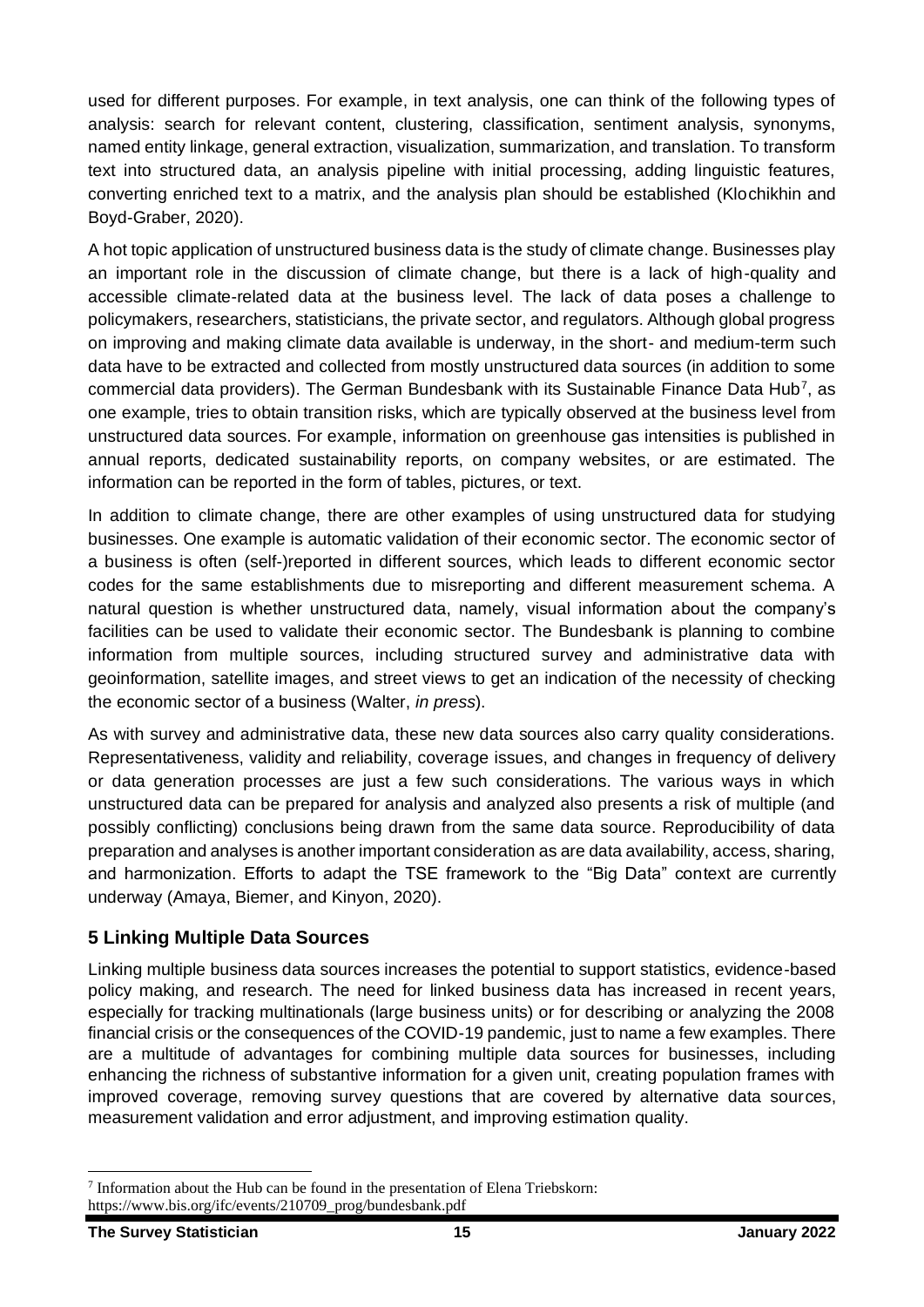used for different purposes. For example, in text analysis, one can think of the following types of analysis: search for relevant content, clustering, classification, sentiment analysis, synonyms, named entity linkage, general extraction, visualization, summarization, and translation. To transform text into structured data, an analysis pipeline with initial processing, adding linguistic features, converting enriched text to a matrix, and the analysis plan should be established (Klochikhin and Boyd-Graber, 2020).

A hot topic application of unstructured business data is the study of climate change. Businesses play an important role in the discussion of climate change, but there is a lack of high-quality and accessible climate-related data at the business level. The lack of data poses a challenge to policymakers, researchers, statisticians, the private sector, and regulators. Although global progress on improving and making climate data available is underway, in the short- and medium-term such data have to be extracted and collected from mostly unstructured data sources (in addition to some commercial data providers). The German Bundesbank with its Sustainable Finance Data Hub[7], as one example, tries to obtain transition risks, which are typically observed at the business level from unstructured data sources. For example, information on greenhouse gas intensities is published in annual reports, dedicated sustainability reports, on company websites, or are estimated. The information can be reported in the form of tables, pictures, or text.

In addition to climate change, there are other examples of using unstructured data for studying businesses. One example is automatic validation of their economic sector. The economic sector of a business is often (self-)reported in different sources, which leads to different economic sector codes for the same establishments due to misreporting and different measurement schema. A natural question is whether unstructured data, namely, visual information about the company's facilities can be used to validate their economic sector. The Bundesbank is planning to combine information from multiple sources, including structured survey and administrative data with geoinformation, satellite images, and street views to get an indication of the necessity of checking the economic sector of a business (Walter, *in press*).

As with survey and administrative data, these new data sources also carry quality considerations. Representativeness, validity and reliability, coverage issues, and changes in frequency of delivery or data generation processes are just a few such considerations. The various ways in which unstructured data can be prepared for analysis and analyzed also presents a risk of multiple (and possibly conflicting) conclusions being drawn from the same data source. Reproducibility of data preparation and analyses is another important consideration as are data availability, access, sharing, and harmonization. Efforts to adapt the TSE framework to the "Big Data" context are currently underway (Amaya, Biemer, and Kinyon, 2020).

## 5 Linking Multiple Data Sources

Linking multiple business data sources increases the potential to support statistics, evidence-based policy making, and research. The need for linked business data has increased in recent years, especially for tracking multinationals (large business units) or for describing or analyzing the 2008 financial crisis or the consequences of the COVID-19 pandemic, just to name a few examples. There are a multitude of advantages for combining multiple data sources for businesses, including enhancing the richness of substantive information for a given unit, creating population frames with improved coverage, removing survey questions that are covered by alternative data sources, measurement validation and error adjustment, and improving estimation quality.

---

[7] Information about the Hub can be found in the presentation of Elena Triebskorn: https://www.bis.org/ifc/events/210709_prog/bundesbank.pdf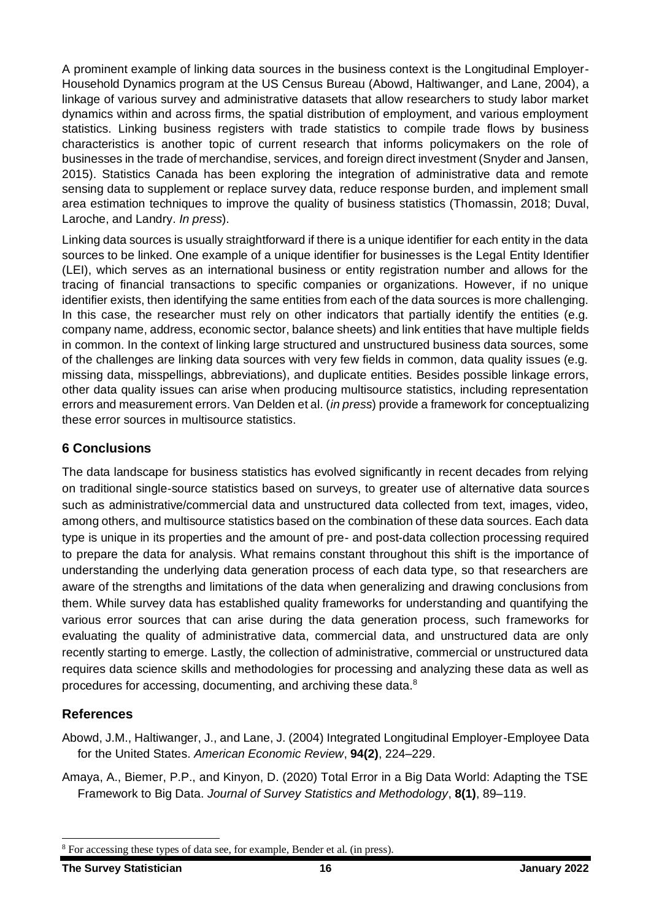A prominent example of linking data sources in the business context is the Longitudinal Employer-Household Dynamics program at the US Census Bureau (Abowd, Haltiwanger, and Lane, 2004), a linkage of various survey and administrative datasets that allow researchers to study labor market dynamics within and across firms, the spatial distribution of employment, and various employment statistics. Linking business registers with trade statistics to compile trade flows by business characteristics is another topic of current research that informs policymakers on the role of businesses in the trade of merchandise, services, and foreign direct investment (Snyder and Jansen, 2015). Statistics Canada has been exploring the integration of administrative data and remote sensing data to supplement or replace survey data, reduce response burden, and implement small area estimation techniques to improve the quality of business statistics (Thomassin, 2018; Duval, Laroche, and Landry. *In press*).

Linking data sources is usually straightforward if there is a unique identifier for each entity in the data sources to be linked. One example of a unique identifier for businesses is the Legal Entity Identifier (LEI), which serves as an international business or entity registration number and allows for the tracing of financial transactions to specific companies or organizations. However, if no unique identifier exists, then identifying the same entities from each of the data sources is more challenging. In this case, the researcher must rely on other indicators that partially identify the entities (e.g. company name, address, economic sector, balance sheets) and link entities that have multiple fields in common. In the context of linking large structured and unstructured business data sources, some of the challenges are linking data sources with very few fields in common, data quality issues (e.g. missing data, misspellings, abbreviations), and duplicate entities. Besides possible linkage errors, other data quality issues can arise when producing multisource statistics, including representation errors and measurement errors. Van Delden et al. (*in press*) provide a framework for conceptualizing these error sources in multisource statistics.

## 6 Conclusions

The data landscape for business statistics has evolved significantly in recent decades from relying on traditional single-source statistics based on surveys, to greater use of alternative data sources such as administrative/commercial data and unstructured data collected from text, images, video, among others, and multisource statistics based on the combination of these data sources. Each data type is unique in its properties and the amount of pre- and post-data collection processing required to prepare the data for analysis. What remains constant throughout this shift is the importance of understanding the underlying data generation process of each data type, so that researchers are aware of the strengths and limitations of the data when generalizing and drawing conclusions from them. While survey data has established quality frameworks for understanding and quantifying the various error sources that can arise during the data generation process, such frameworks for evaluating the quality of administrative data, commercial data, and unstructured data are only recently starting to emerge. Lastly, the collection of administrative, commercial or unstructured data requires data science skills and methodologies for processing and analyzing these data as well as procedures for accessing, documenting, and archiving these data.[8]

## References

Abowd, J.M., Haltiwanger, J., and Lane, J. (2004) Integrated Longitudinal Employer-Employee Data for the United States. *American Economic Review*, **94(2)**, 224–229.

Amaya, A., Biemer, P.P., and Kinyon, D. (2020) Total Error in a Big Data World: Adapting the TSE Framework to Big Data. *Journal of Survey Statistics and Methodology*, **8(1)**, 89–119.

[8] For accessing these types of data see, for example, Bender et al. (in press).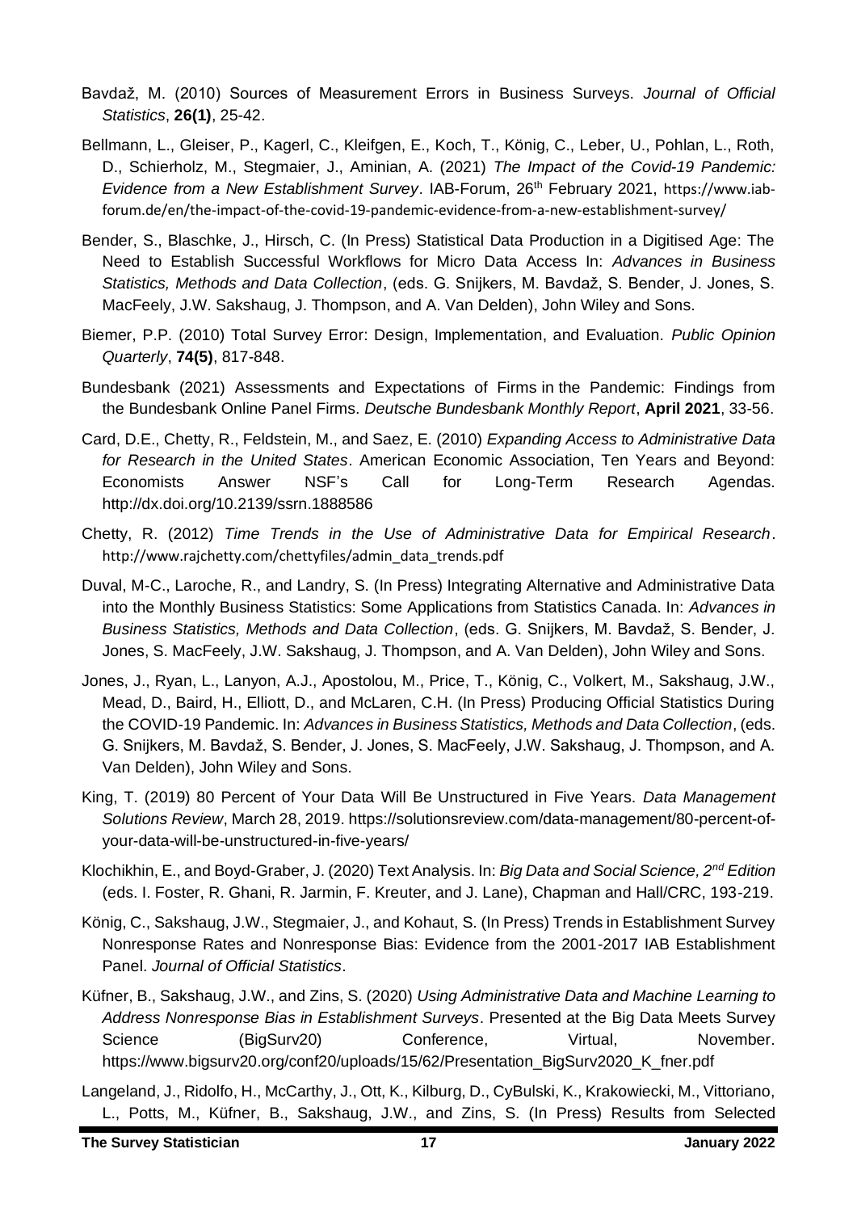Bavdaž, M. (2010) Sources of Measurement Errors in Business Surveys. *Journal of Official Statistics*, **26(1)**, 25-42.

Bellmann, L., Gleiser, P., Kagerl, C., Kleifgen, E., Koch, T., König, C., Leber, U., Pohlan, L., Roth, D., Schierholz, M., Stegmaier, J., Aminian, A. (2021) *The Impact of the Covid-19 Pandemic: Evidence from a New Establishment Survey*. IAB-Forum, 26th February 2021, https://www.iab-forum.de/en/the-impact-of-the-covid-19-pandemic-evidence-from-a-new-establishment-survey/

Bender, S., Blaschke, J., Hirsch, C. (In Press) Statistical Data Production in a Digitised Age: The Need to Establish Successful Workflows for Micro Data Access In: *Advances in Business Statistics, Methods and Data Collection*, (eds. G. Snijkers, M. Bavdaž, S. Bender, J. Jones, S. MacFeely, J.W. Sakshaug, J. Thompson, and A. Van Delden), John Wiley and Sons.

Biemer, P.P. (2010) Total Survey Error: Design, Implementation, and Evaluation. *Public Opinion Quarterly*, **74(5)**, 817-848.

Bundesbank (2021) Assessments and Expectations of Firms in the Pandemic: Findings from the Bundesbank Online Panel Firms. *Deutsche Bundesbank Monthly Report*, **April 2021**, 33-56.

Card, D.E., Chetty, R., Feldstein, M., and Saez, E. (2010) *Expanding Access to Administrative Data for Research in the United States*. American Economic Association, Ten Years and Beyond: Economists Answer NSF's Call for Long-Term Research Agendas. http://dx.doi.org/10.2139/ssrn.1888586

Chetty, R. (2012) *Time Trends in the Use of Administrative Data for Empirical Research*. http://www.rajchetty.com/chettyfiles/admin_data_trends.pdf

Duval, M-C., Laroche, R., and Landry, S. (In Press) Integrating Alternative and Administrative Data into the Monthly Business Statistics: Some Applications from Statistics Canada. In: *Advances in Business Statistics, Methods and Data Collection*, (eds. G. Snijkers, M. Bavdaž, S. Bender, J. Jones, S. MacFeely, J.W. Sakshaug, J. Thompson, and A. Van Delden), John Wiley and Sons.

Jones, J., Ryan, L., Lanyon, A.J., Apostolou, M., Price, T., König, C., Volkert, M., Sakshaug, J.W., Mead, D., Baird, H., Elliott, D., and McLaren, C.H. (In Press) Producing Official Statistics During the COVID-19 Pandemic. In: *Advances in Business Statistics, Methods and Data Collection*, (eds. G. Snijkers, M. Bavdaž, S. Bender, J. Jones, S. MacFeely, J.W. Sakshaug, J. Thompson, and A. Van Delden), John Wiley and Sons.

King, T. (2019) 80 Percent of Your Data Will Be Unstructured in Five Years. *Data Management Solutions Review*, March 28, 2019. https://solutionsreview.com/data-management/80-percent-of-your-data-will-be-unstructured-in-five-years/

Klochikhin, E., and Boyd-Graber, J. (2020) Text Analysis. In: *Big Data and Social Science, 2nd Edition* (eds. I. Foster, R. Ghani, R. Jarmin, F. Kreuter, and J. Lane), Chapman and Hall/CRC, 193-219.

König, C., Sakshaug, J.W., Stegmaier, J., and Kohaut, S. (In Press) Trends in Establishment Survey Nonresponse Rates and Nonresponse Bias: Evidence from the 2001-2017 IAB Establishment Panel. *Journal of Official Statistics*.

Küfner, B., Sakshaug, J.W., and Zins, S. (2020) *Using Administrative Data and Machine Learning to Address Nonresponse Bias in Establishment Surveys*. Presented at the Big Data Meets Survey Science (BigSurv20) Conference, Virtual, November. https://www.bigsurv20.org/conf20/uploads/15/62/Presentation_BigSurv2020_K_fner.pdf

Langeland, J., Ridolfo, H., McCarthy, J., Ott, K., Kilburg, D., CyBulski, K., Krakowiecki, M., Vittoriano, L., Potts, M., Küfner, B., Sakshaug, J.W., and Zins, S. (In Press) Results from Selected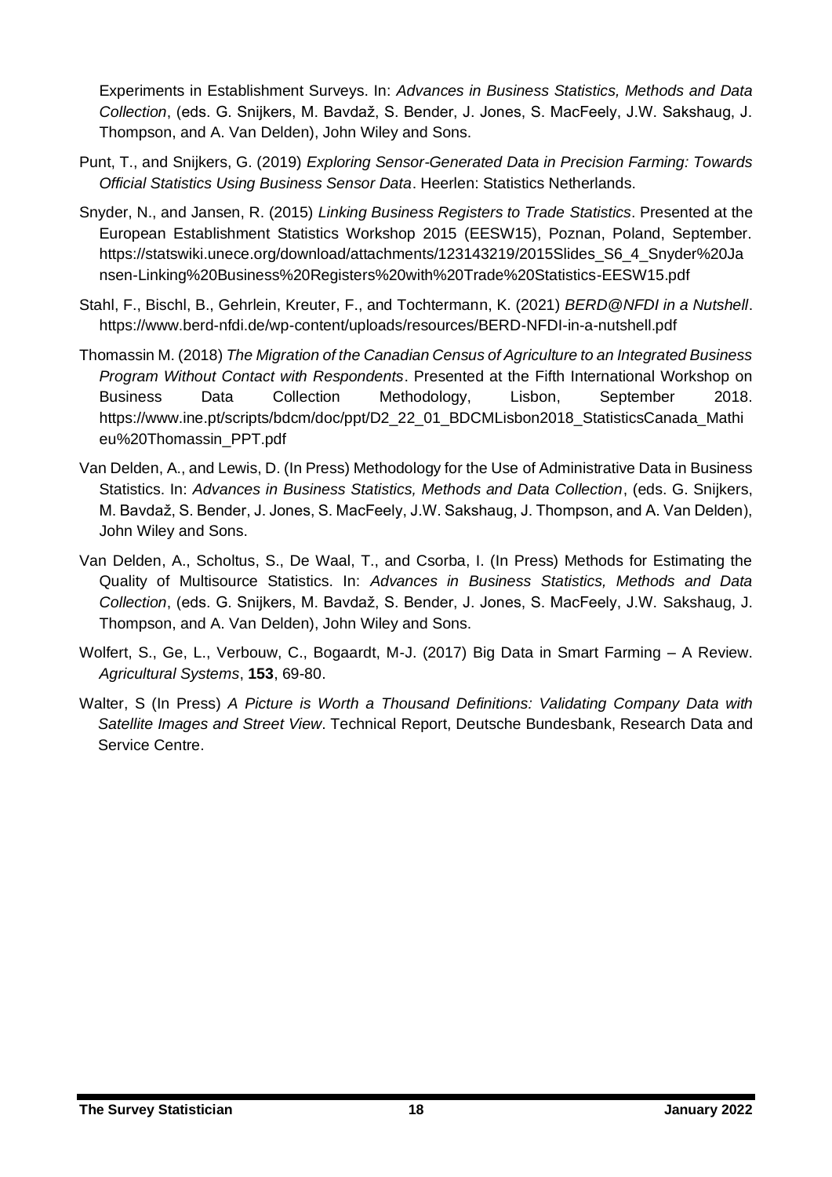Experiments in Establishment Surveys. In: *Advances in Business Statistics, Methods and Data Collection*, (eds. G. Snijkers, M. Bavdaž, S. Bender, J. Jones, S. MacFeely, J.W. Sakshaug, J. Thompson, and A. Van Delden), John Wiley and Sons.

Punt, T., and Snijkers, G. (2019) *Exploring Sensor-Generated Data in Precision Farming: Towards Official Statistics Using Business Sensor Data*. Heerlen: Statistics Netherlands.

Snyder, N., and Jansen, R. (2015) *Linking Business Registers to Trade Statistics*. Presented at the European Establishment Statistics Workshop 2015 (EESW15), Poznan, Poland, September. https://statswiki.unece.org/download/attachments/123143219/2015Slides_S6_4_Snyder%20Jansen-Linking%20Business%20Registers%20with%20Trade%20Statistics-EESW15.pdf

Stahl, F., Bischl, B., Gehrlein, F., Kreuter, F., and Tochtermann, K. (2021) *BERD@NFDI in a Nutshell*. https://www.berd-nfdi.de/wp-content/uploads/resources/BERD-NFDI-in-a-nutshell.pdf

Thomassin M. (2018) *The Migration of the Canadian Census of Agriculture to an Integrated Business Program Without Contact with Respondents*. Presented at the Fifth International Workshop on Business Data Collection Methodology, Lisbon, September 2018. https://www.ine.pt/scripts/bdcm/doc/ppt/D2_22_01_BDCMLisbon2018_StatisticsCanada_Mathieu%20Thomassin_PPT.pdf

Van Delden, A., and Lewis, D. (In Press) Methodology for the Use of Administrative Data in Business Statistics. In: *Advances in Business Statistics, Methods and Data Collection*, (eds. G. Snijkers, M. Bavdaž, S. Bender, J. Jones, S. MacFeely, J.W. Sakshaug, J. Thompson, and A. Van Delden), John Wiley and Sons.

Van Delden, A., Scholtus, S., De Waal, T., and Csorba, I. (In Press) Methods for Estimating the Quality of Multisource Statistics. In: *Advances in Business Statistics, Methods and Data Collection*, (eds. G. Snijkers, M. Bavdaž, S. Bender, J. Jones, S. MacFeely, J.W. Sakshaug, J. Thompson, and A. Van Delden), John Wiley and Sons.

Wolfert, S., Ge, L., Verbouw, C., Bogaardt, M-J. (2017) Big Data in Smart Farming – A Review. *Agricultural Systems*, **153**, 69-80.

Walter, S (In Press) *A Picture is Worth a Thousand Definitions: Validating Company Data with Satellite Images and Street View*. Technical Report, Deutsche Bundesbank, Research Data and Service Centre.